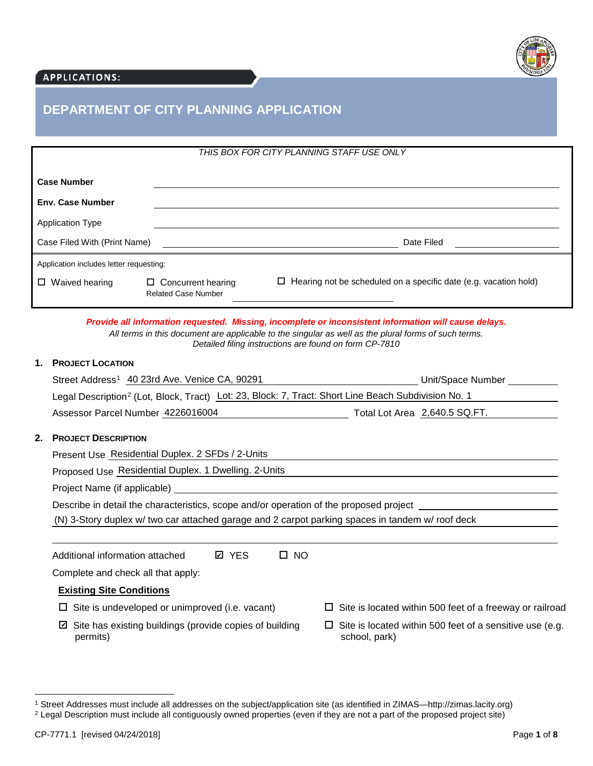APPLICATIONS:

# DEPARTMENT OF CITY PLANNING APPLICATION

*THIS BOX FOR CITY PLANNING STAFF USE ONLY*

**Case Number** \_\_\_\_\_\_\_\_\_\_\_\_\_\_\_\_\_\_\_\_

**Env. Case Number** \_\_\_\_\_\_\_\_\_\_\_\_\_\_\_\_\_\_\_\_

Application Type \_\_\_\_\_\_\_\_\_\_\_\_\_\_\_\_\_\_\_\_

Case Filed With (Print Name) \_\_\_\_\_\_\_\_\_\_\_\_\_\_\_\_\_\_\_\_ Date Filed \_\_\_\_\_\_\_\_\_\_

Application includes letter requesting:

☐ Waived hearing ☐ Concurrent hearing ☐ Hearing not be scheduled on a specific date (e.g. vacation hold)

Related Case Number \_\_\_\_\_\_\_\_\_\_\_\_\_\_\_\_\_\_\_\_

***Provide all information requested. Missing, incomplete or inconsistent information will cause delays.***

*All terms in this document are applicable to the singular as well as the plural forms of such terms.*

*Detailed filing instructions are found on form CP-7810*

## 1. Project Location

Street Address[1] 40 23rd Ave. Venice CA, 90291 Unit/Space Number \_\_\_\_\_\_\_\_\_\_

Legal Description[2] (Lot, Block, Tract) Lot: 23, Block: 7, Tract: Short Line Beach Subdivision No. 1

Assessor Parcel Number 4226016004 Total Lot Area 2,640.5 SQ.FT.

## 2. Project Description

Present Use Residential Duplex. 2 SFDs / 2-Units

Proposed Use Residential Duplex. 1 Dwelling. 2-Units

Project Name (if applicable) \_\_\_\_\_\_\_\_\_\_\_\_\_\_\_\_\_\_\_\_

Describe in detail the characteristics, scope and/or operation of the proposed project

(N) 3-Story duplex w/ two car attached garage and 2 carpot parking spaces in tandem w/ roof deck

Additional information attached ☑ YES ☐ NO

Complete and check all that apply:

**Existing Site Conditions**

☐ Site is undeveloped or unimproved (i.e. vacant)

☑ Site has existing buildings (provide copies of building permits)

☐ Site is located within 500 feet of a freeway or railroad

☐ Site is located within 500 feet of a sensitive use (e.g. school, park)

---

[1] Street Addresses must include all addresses on the subject/application site (as identified in ZIMAS—http://zimas.lacity.org)

[2] Legal Description must include all contiguously owned properties (even if they are not a part of the proposed project site)

CP-7771.1 [revised 04/24/2018]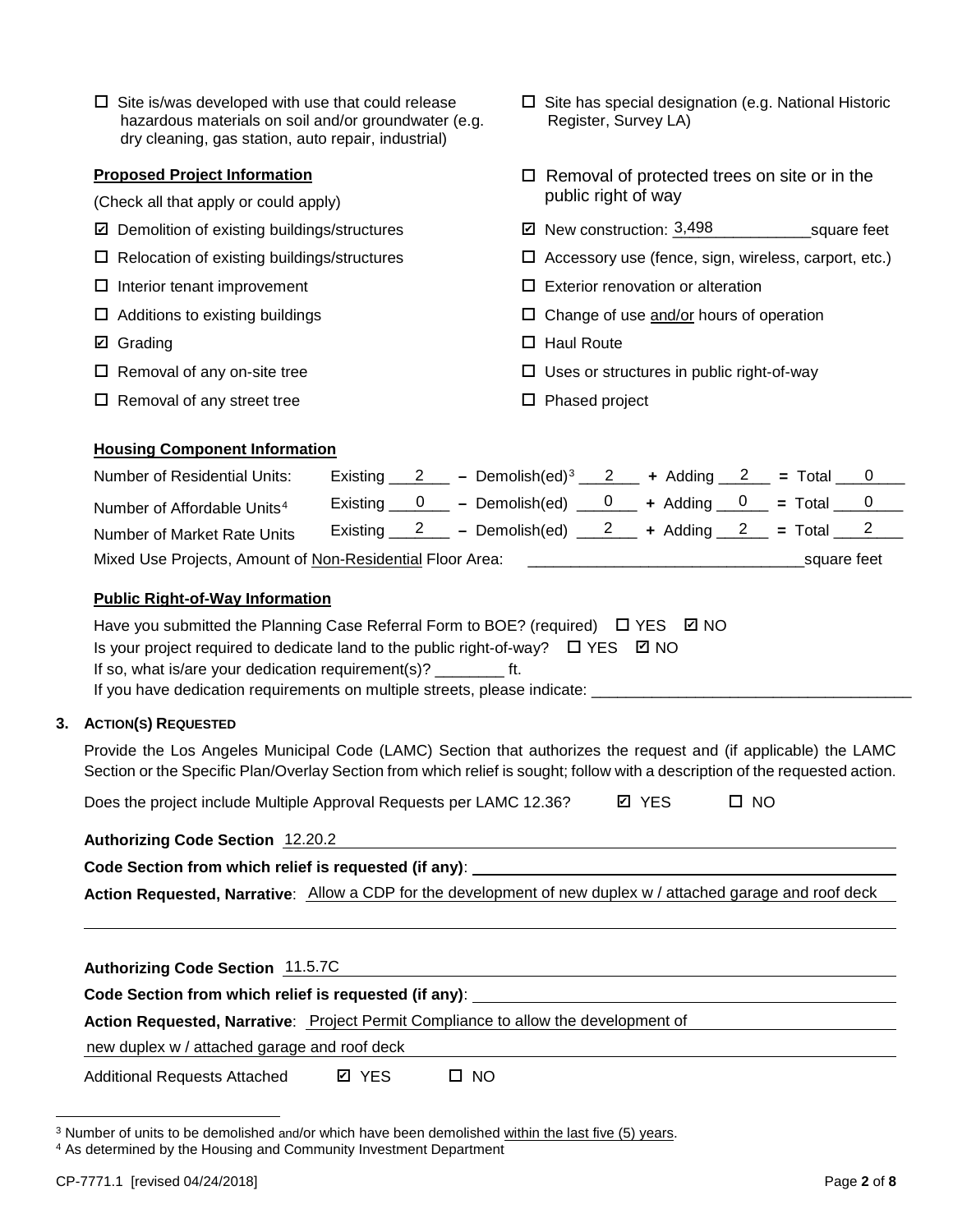☐ Site is/was developed with use that could release hazardous materials on soil and/or groundwater (e.g. dry cleaning, gas station, auto repair, industrial)

☐ Site has special designation (e.g. National Historic Register, Survey LA)

**Proposed Project Information**

(Check all that apply or could apply)

☑ Demolition of existing buildings/structures

☐ Relocation of existing buildings/structures

☐ Interior tenant improvement

☐ Additions to existing buildings

☑ Grading

☐ Removal of any on-site tree

☐ Removal of any street tree

☐ Removal of protected trees on site or in the public right of way

☑ New construction: 3,498 square feet

☐ Accessory use (fence, sign, wireless, carport, etc.)

☐ Exterior renovation or alteration

☐ Change of use and/or hours of operation

☐ Haul Route

☐ Uses or structures in public right-of-way

☐ Phased project

**Housing Component Information**

| | Existing | – Demolish(ed)[3] | + Adding | = Total |
|---|---|---|---|---|
| Number of Residential Units: | 2 | 2 | 2 | 0 |
| Number of Affordable Units[4] | 0 | 0 | 0 | 0 |
| Number of Market Rate Units | 2 | 2 | 2 | 2 |

Mixed Use Projects, Amount of Non-Residential Floor Area: ________________ square feet

**Public Right-of-Way Information**

Have you submitted the Planning Case Referral Form to BOE? (required) ☐ YES ☑ NO

Is your project required to dedicate land to the public right-of-way? ☐ YES ☑ NO

If so, what is/are your dedication requirement(s)? ________ ft.

If you have dedication requirements on multiple streets, please indicate: ________________

## 3. ACTION(S) REQUESTED

Provide the Los Angeles Municipal Code (LAMC) Section that authorizes the request and (if applicable) the LAMC Section or the Specific Plan/Overlay Section from which relief is sought; follow with a description of the requested action.

Does the project include Multiple Approval Requests per LAMC 12.36? ☑ YES ☐ NO

**Authorizing Code Section** 12.20.2

**Code Section from which relief is requested (if any)**: ________________

**Action Requested, Narrative**: Allow a CDP for the development of new duplex w / attached garage and roof deck

**Authorizing Code Section** 11.5.7C

**Code Section from which relief is requested (if any)**: ________________

**Action Requested, Narrative**: Project Permit Compliance to allow the development of new duplex w / attached garage and roof deck

Additional Requests Attached ☑ YES ☐ NO

[3] Number of units to be demolished and/or which have been demolished within the last five (5) years.

[4] As determined by the Housing and Community Investment Department

CP-7771.1 [revised 04/24/2018]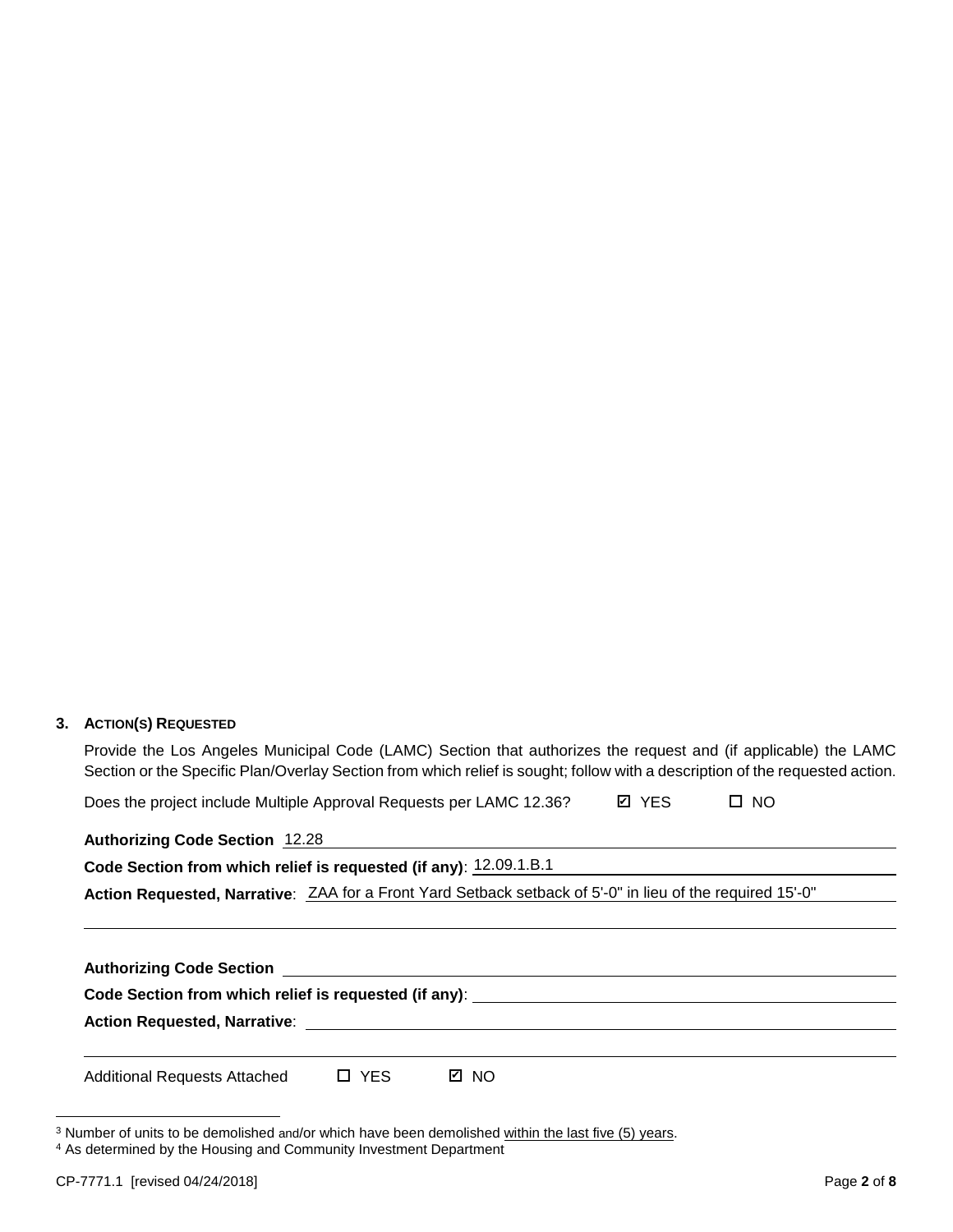### 3. ACTION(S) REQUESTED

Provide the Los Angeles Municipal Code (LAMC) Section that authorizes the request and (if applicable) the LAMC Section or the Specific Plan/Overlay Section from which relief is sought; follow with a description of the requested action.

Does the project include Multiple Approval Requests per LAMC 12.36? ☑ YES ☐ NO

**Authorizing Code Section** 12.28

**Code Section from which relief is requested (if any)**: 12.09.1.B.1

**Action Requested, Narrative**: ZAA for a Front Yard Setback setback of 5'-0" in lieu of the required 15'-0"

**Authorizing Code Section** \_\_\_\_\_\_\_\_\_\_

**Code Section from which relief is requested (if any)**: \_\_\_\_\_\_\_\_\_\_

**Action Requested, Narrative**: \_\_\_\_\_\_\_\_\_\_

Additional Requests Attached ☐ YES ☑ NO

---

[3] Number of units to be demolished and/or which have been demolished within the last five (5) years.

[4] As determined by the Housing and Community Investment Department

CP-7771.1 [revised 04/24/2018]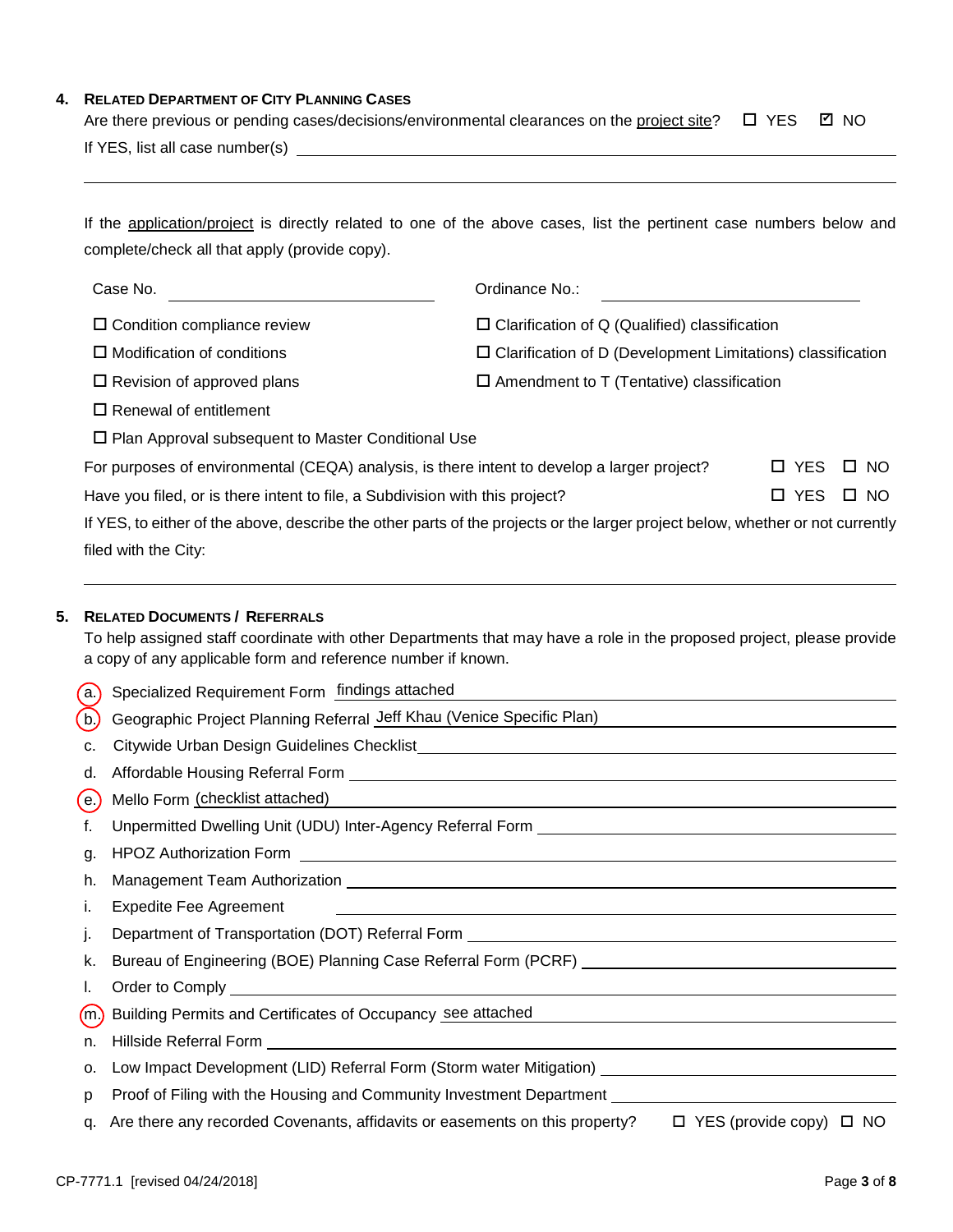## 4. Related Department of City Planning Cases

Are there previous or pending cases/decisions/environmental clearances on the project site? ☐ YES ☑ NO

If YES, list all case number(s) \_\_\_\_\_\_\_\_\_\_\_\_\_\_\_\_\_\_\_\_\_\_\_\_\_\_\_\_\_\_\_\_\_\_\_\_\_\_\_\_

If the application/project is directly related to one of the above cases, list the pertinent case numbers below and complete/check all that apply (provide copy).

Case No. \_\_\_\_\_\_\_\_\_\_\_\_\_\_\_\_\_\_\_\_ Ordinance No.: \_\_\_\_\_\_\_\_\_\_\_\_\_\_\_\_\_\_\_\_

- ☐ Condition compliance review
- ☐ Modification of conditions
- ☐ Revision of approved plans
- ☐ Renewal of entitlement
- ☐ Plan Approval subsequent to Master Conditional Use
- ☐ Clarification of Q (Qualified) classification
- ☐ Clarification of D (Development Limitations) classification
- ☐ Amendment to T (Tentative) classification

For purposes of environmental (CEQA) analysis, is there intent to develop a larger project? ☐ YES ☐ NO

Have you filed, or is there intent to file, a Subdivision with this project? ☐ YES ☐ NO

If YES, to either of the above, describe the other parts of the projects or the larger project below, whether or not currently filed with the City:

\_\_\_\_\_\_\_\_\_\_\_\_\_\_\_\_\_\_\_\_\_\_\_\_\_\_\_\_\_\_\_\_\_\_\_\_\_\_\_\_

## 5. Related Documents / Referrals

To help assigned staff coordinate with other Departments that may have a role in the proposed project, please provide a copy of any applicable form and reference number if known.

- (a.) Specialized Requirement Form findings attached
- (b.) Geographic Project Planning Referral Jeff Khau (Venice Specific Plan)
- c. Citywide Urban Design Guidelines Checklist \_\_\_\_\_\_\_\_\_\_
- d. Affordable Housing Referral Form \_\_\_\_\_\_\_\_\_\_
- (e.) Mello Form (checklist attached)
- f. Unpermitted Dwelling Unit (UDU) Inter-Agency Referral Form \_\_\_\_\_\_\_\_\_\_
- g. HPOZ Authorization Form \_\_\_\_\_\_\_\_\_\_
- h. Management Team Authorization \_\_\_\_\_\_\_\_\_\_
- i. Expedite Fee Agreement \_\_\_\_\_\_\_\_\_\_
- j. Department of Transportation (DOT) Referral Form \_\_\_\_\_\_\_\_\_\_
- k. Bureau of Engineering (BOE) Planning Case Referral Form (PCRF) \_\_\_\_\_\_\_\_\_\_
- l. Order to Comply \_\_\_\_\_\_\_\_\_\_
- (m.) Building Permits and Certificates of Occupancy see attached
- n. Hillside Referral Form \_\_\_\_\_\_\_\_\_\_
- o. Low Impact Development (LID) Referral Form (Storm water Mitigation) \_\_\_\_\_\_\_\_\_\_
- p. Proof of Filing with the Housing and Community Investment Department \_\_\_\_\_\_\_\_\_\_
- q. Are there any recorded Covenants, affidavits or easements on this property? ☐ YES (provide copy) ☐ NO

CP-7771.1 [revised 04/24/2018]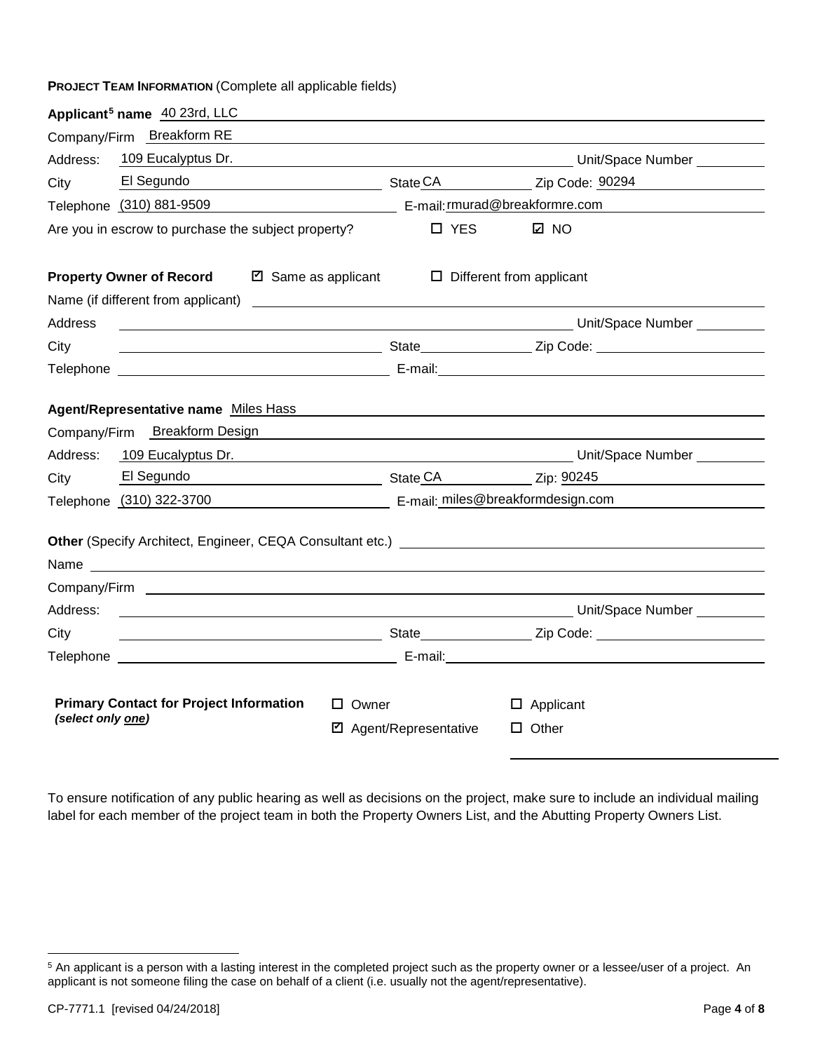**PROJECT TEAM INFORMATION** (Complete all applicable fields)

**Applicant[5] name** 40 23rd, LLC

Company/Firm Breakform RE

Address: 109 Eucalyptus Dr. Unit/Space Number

City El Segundo State CA Zip Code: 90294

Telephone (310) 881-9509 E-mail: rmurad@breakformre.com

Are you in escrow to purchase the subject property? ☐ YES ☑ NO

**Property Owner of Record** ☑ Same as applicant ☐ Different from applicant

Name (if different from applicant)

Address Unit/Space Number

City State Zip Code:

Telephone E-mail:

**Agent/Representative name** Miles Hass

Company/Firm Breakform Design

Address: 109 Eucalyptus Dr. Unit/Space Number

City El Segundo State CA Zip: 90245

Telephone (310) 322-3700 E-mail: miles@breakformdesign.com

**Other** (Specify Architect, Engineer, CEQA Consultant etc.)

Name

Company/Firm

Address: Unit/Space Number

City State Zip Code:

Telephone E-mail:

**Primary Contact for Project Information** ***(select only one)***

☐ Owner ☐ Applicant

☑ Agent/Representative ☐ Other

To ensure notification of any public hearing as well as decisions on the project, make sure to include an individual mailing label for each member of the project team in both the Property Owners List, and the Abutting Property Owners List.

[5] An applicant is a person with a lasting interest in the completed project such as the property owner or a lessee/user of a project. An applicant is not someone filing the case on behalf of a client (i.e. usually not the agent/representative).

CP-7771.1 [revised 04/24/2018]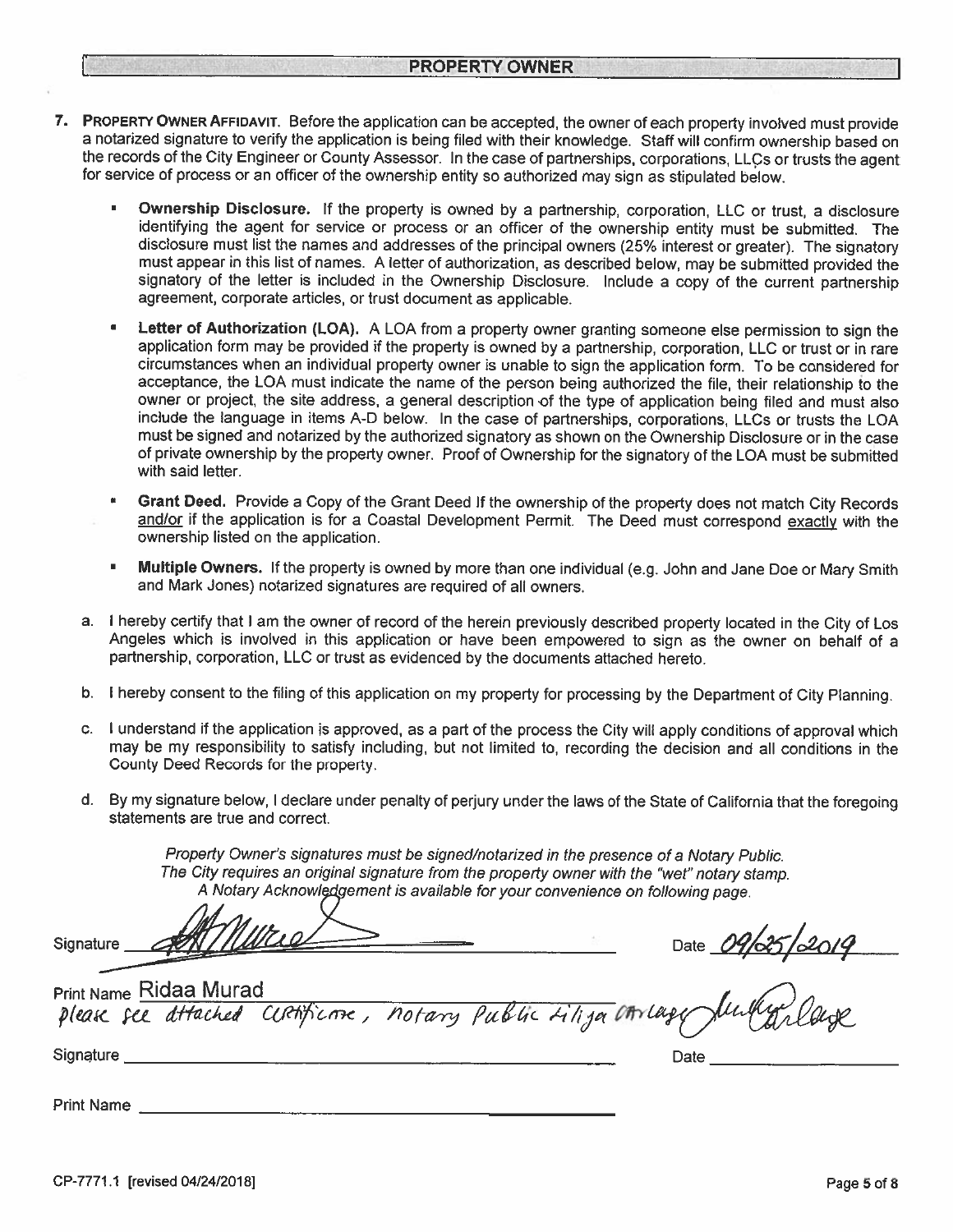## PROPERTY OWNER

7. **Property Owner Affidavit.** Before the application can be accepted, the owner of each property involved must provide a notarized signature to verify the application is being filed with their knowledge. Staff will confirm ownership based on the records of the City Engineer or County Assessor. In the case of partnerships, corporations, LLCs or trusts the agent for service of process or an officer of the ownership entity so authorized may sign as stipulated below.

   - **Ownership Disclosure.** If the property is owned by a partnership, corporation, LLC or trust, a disclosure identifying the agent for service or process or an officer of the ownership entity must be submitted. The disclosure must list the names and addresses of the principal owners (25% interest or greater). The signatory must appear in this list of names. A letter of authorization, as described below, may be submitted provided the signatory of the letter is included in the Ownership Disclosure. Include a copy of the current partnership agreement, corporate articles, or trust document as applicable.
   - **Letter of Authorization (LOA).** A LOA from a property owner granting someone else permission to sign the application form may be provided if the property is owned by a partnership, corporation, LLC or trust or in rare circumstances when an individual property owner is unable to sign the application form. To be considered for acceptance, the LOA must indicate the name of the person being authorized the file, their relationship to the owner or project, the site address, a general description of the type of application being filed and must also include the language in items A-D below. In the case of partnerships, corporations, LLCs or trusts the LOA must be signed and notarized by the authorized signatory as shown on the Ownership Disclosure or in the case of private ownership by the property owner. Proof of Ownership for the signatory of the LOA must be submitted with said letter.
   - **Grant Deed.** Provide a Copy of the Grant Deed If the ownership of the property does not match City Records and/or if the application is for a Coastal Development Permit. The Deed must correspond exactly with the ownership listed on the application.
   - **Multiple Owners.** If the property is owned by more than one individual (e.g. John and Jane Doe or Mary Smith and Mark Jones) notarized signatures are required of all owners.

   a. I hereby certify that I am the owner of record of the herein previously described property located in the City of Los Angeles which is involved in this application or have been empowered to sign as the owner on behalf of a partnership, corporation, LLC or trust as evidenced by the documents attached hereto.

   b. I hereby consent to the filing of this application on my property for processing by the Department of City Planning.

   c. I understand if the application is approved, as a part of the process the City will apply conditions of approval which may be my responsibility to satisfy including, but not limited to, recording the decision and all conditions in the County Deed Records for the property.

   d. By my signature below, I declare under penalty of perjury under the laws of the State of California that the foregoing statements are true and correct.

*Property Owner's signatures must be signed/notarized in the presence of a Notary Public.*
*The City requires an original signature from the property owner with the "wet" notary stamp.*
*A Notary Acknowledgement is available for your convenience on following page.*

Signature [signature] Date 09/25/2019

Print Name Ridaa Murad

please see attached certificate, notary Public Liliya Carlage [signature]

Signature ______________________ Date ______________

Print Name ______________________

CP-7771.1 [revised 04/24/2018]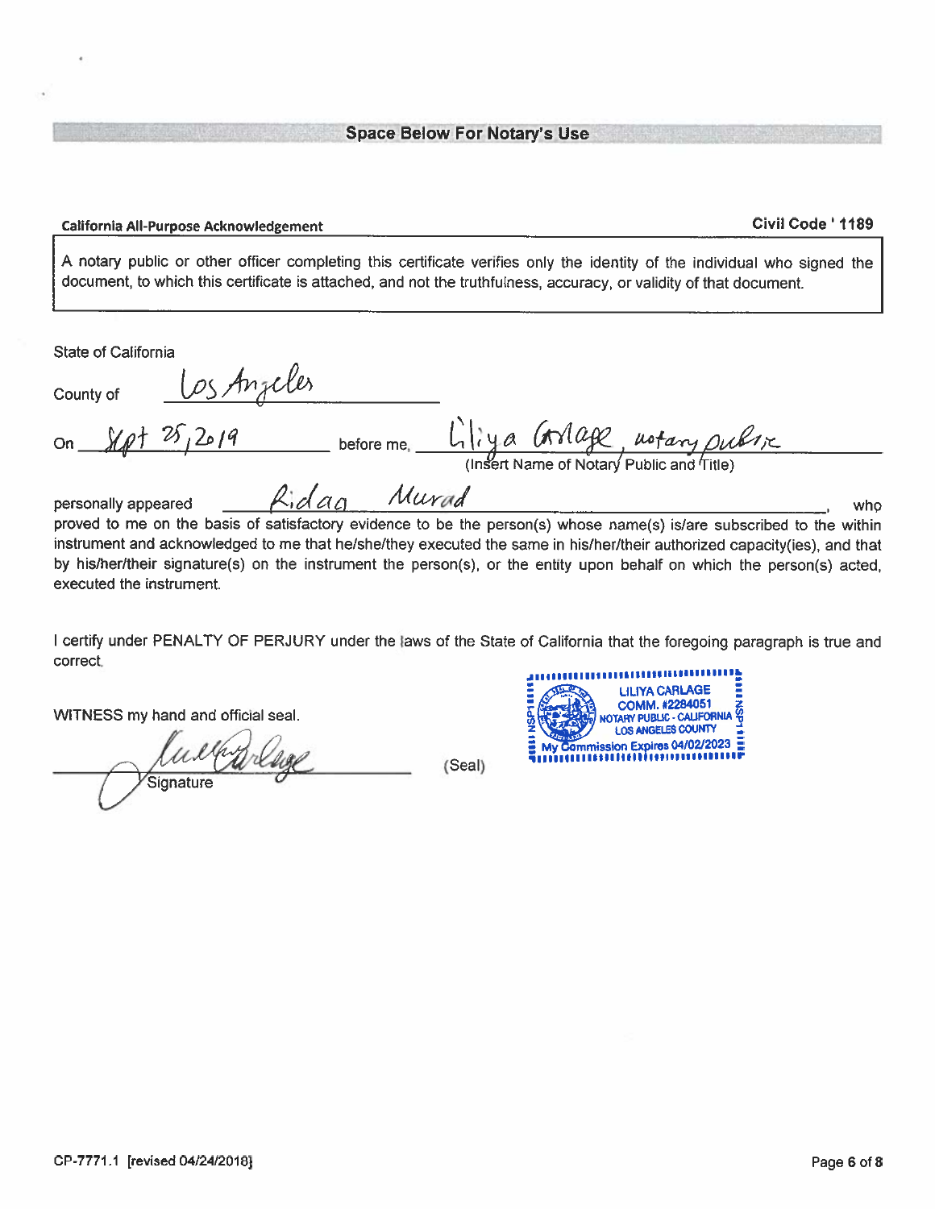**Space Below For Notary's Use**

**California All-Purpose Acknowledgement** **Civil Code ' 1189**

A notary public or other officer completing this certificate verifies only the identity of the individual who signed the document, to which this certificate is attached, and not the truthfulness, accuracy, or validity of that document.

State of California

County of Los Angeles

On Sept 25, 2019 before me, Liliya Carlage, notary public
(Insert Name of Notary Public and Title)

personally appeared Ridaa Murad, who proved to me on the basis of satisfactory evidence to be the person(s) whose name(s) is/are subscribed to the within instrument and acknowledged to me that he/she/they executed the same in his/her/their authorized capacity(ies), and that by his/her/their signature(s) on the instrument the person(s), or the entity upon behalf on which the person(s) acted, executed the instrument.

I certify under PENALTY OF PERJURY under the laws of the State of California that the foregoing paragraph is true and correct.

WITNESS my hand and official seal.

[Signature]
Signature

(Seal)

LILIYA CARLAGE
COMM. #2284051
NOTARY PUBLIC - CALIFORNIA
LOS ANGELES COUNTY
My Commission Expires 04/02/2023

CP-7771.1 [revised 04/24/2018]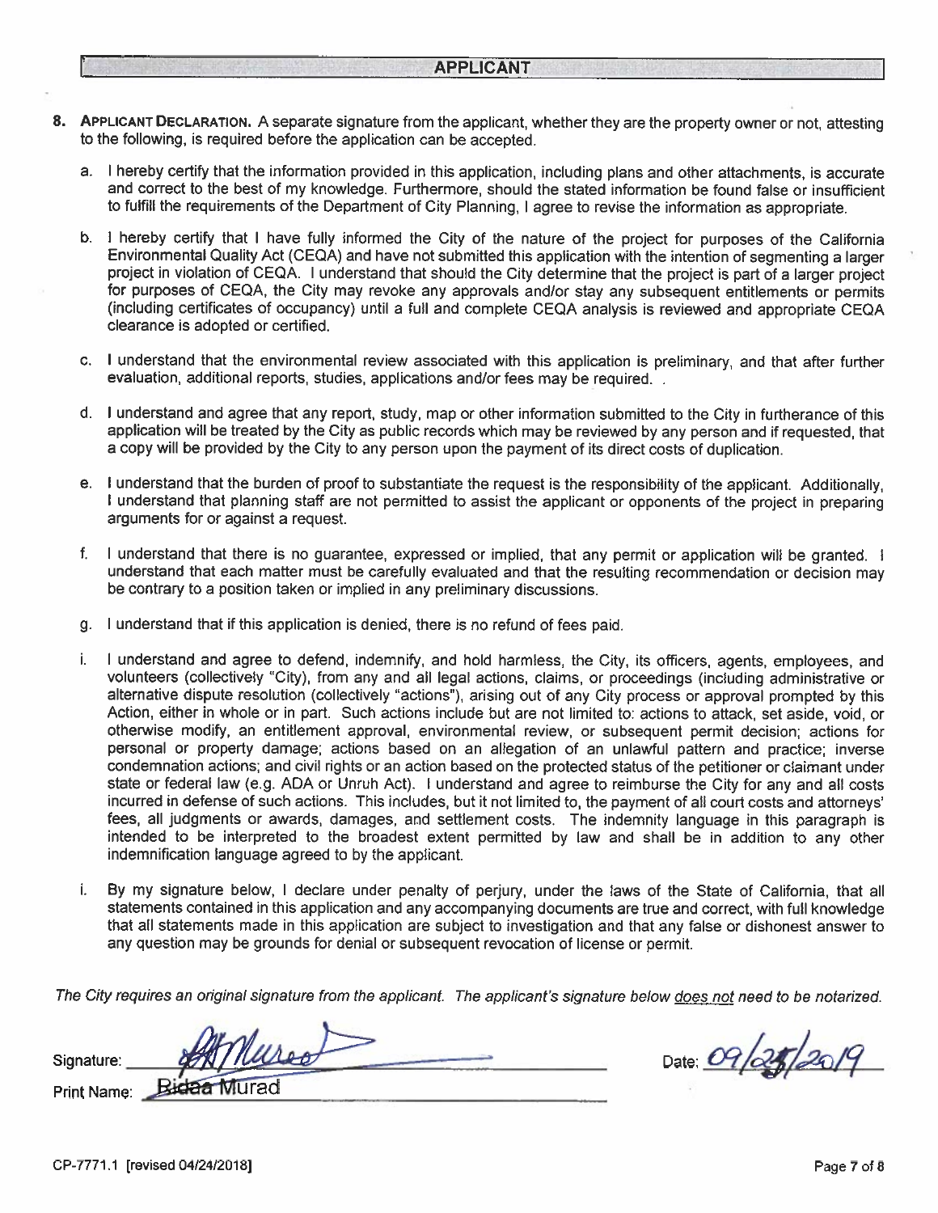## APPLICANT

8. **APPLICANT DECLARATION.** A separate signature from the applicant, whether they are the property owner or not, attesting to the following, is required before the application can be accepted.

   a. I hereby certify that the information provided in this application, including plans and other attachments, is accurate and correct to the best of my knowledge. Furthermore, should the stated information be found false or insufficient to fulfill the requirements of the Department of City Planning, I agree to revise the information as appropriate.

   b. I hereby certify that I have fully informed the City of the nature of the project for purposes of the California Environmental Quality Act (CEQA) and have not submitted this application with the intention of segmenting a larger project in violation of CEQA. I understand that should the City determine that the project is part of a larger project for purposes of CEQA, the City may revoke any approvals and/or stay any subsequent entitlements or permits (including certificates of occupancy) until a full and complete CEQA analysis is reviewed and appropriate CEQA clearance is adopted or certified.

   c. I understand that the environmental review associated with this application is preliminary, and that after further evaluation, additional reports, studies, applications and/or fees may be required.

   d. I understand and agree that any report, study, map or other information submitted to the City in furtherance of this application will be treated by the City as public records which may be reviewed by any person and if requested, that a copy will be provided by the City to any person upon the payment of its direct costs of duplication.

   e. I understand that the burden of proof to substantiate the request is the responsibility of the applicant. Additionally, I understand that planning staff are not permitted to assist the applicant or opponents of the project in preparing arguments for or against a request.

   f. I understand that there is no guarantee, expressed or implied, that any permit or application will be granted. I understand that each matter must be carefully evaluated and that the resulting recommendation or decision may be contrary to a position taken or implied in any preliminary discussions.

   g. I understand that if this application is denied, there is no refund of fees paid.

   i. I understand and agree to defend, indemnify, and hold harmless, the City, its officers, agents, employees, and volunteers (collectively "City), from any and all legal actions, claims, or proceedings (including administrative or alternative dispute resolution (collectively "actions"), arising out of any City process or approval prompted by this Action, either in whole or in part. Such actions include but are not limited to: actions to attack, set aside, void, or otherwise modify, an entitlement approval, environmental review, or subsequent permit decision; actions for personal or property damage; actions based on an allegation of an unlawful pattern and practice; inverse condemnation actions; and civil rights or an action based on the protected status of the petitioner or claimant under state or federal law (e.g. ADA or Unruh Act). I understand and agree to reimburse the City for any and all costs incurred in defense of such actions. This includes, but it not limited to, the payment of all court costs and attorneys' fees, all judgments or awards, damages, and settlement costs. The indemnity language in this paragraph is intended to be interpreted to the broadest extent permitted by law and shall be in addition to any other indemnification language agreed to by the applicant.

   i. By my signature below, I declare under penalty of perjury, under the laws of the State of California, that all statements contained in this application and any accompanying documents are true and correct, with full knowledge that all statements made in this application are subject to investigation and that any false or dishonest answer to any question may be grounds for denial or subsequent revocation of license or permit.

*The City requires an original signature from the applicant. The applicant's signature below does not need to be notarized.*

Signature: [signature] Date: 09/25/2019

Print Name: Ridaa Murad

CP-7771.1 [revised 04/24/2018]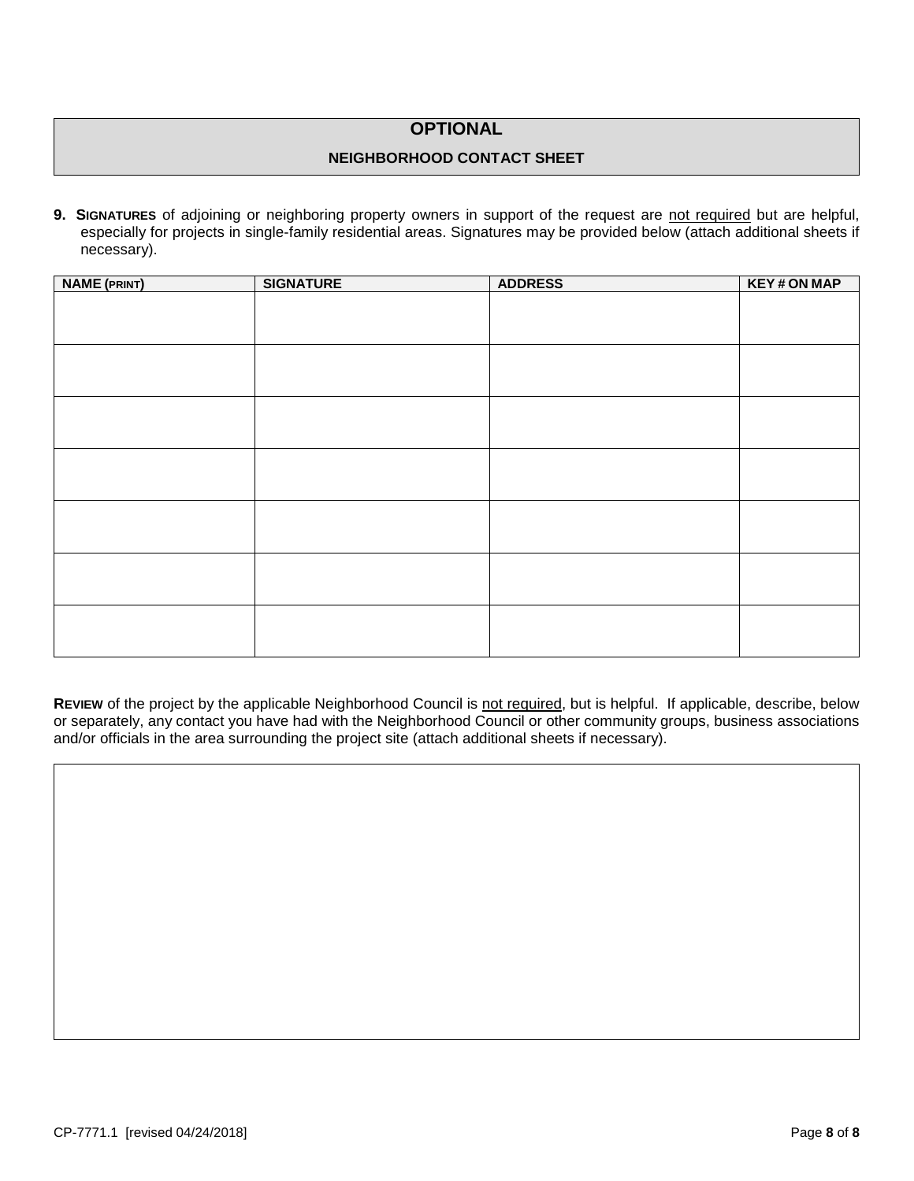## OPTIONAL

### NEIGHBORHOOD CONTACT SHEET

**9. SIGNATURES** of adjoining or neighboring property owners in support of the request are not required but are helpful, especially for projects in single-family residential areas. Signatures may be provided below (attach additional sheets if necessary).

| NAME (PRINT) | SIGNATURE | ADDRESS | KEY # ON MAP |
|---|---|---|---|
| | | | |
| | | | |
| | | | |
| | | | |
| | | | |
| | | | |
| | | | |

**REVIEW** of the project by the applicable Neighborhood Council is not required, but is helpful. If applicable, describe, below or separately, any contact you have had with the Neighborhood Council or other community groups, business associations and/or officials in the area surrounding the project site (attach additional sheets if necessary).

CP-7771.1 [revised 04/24/2018]